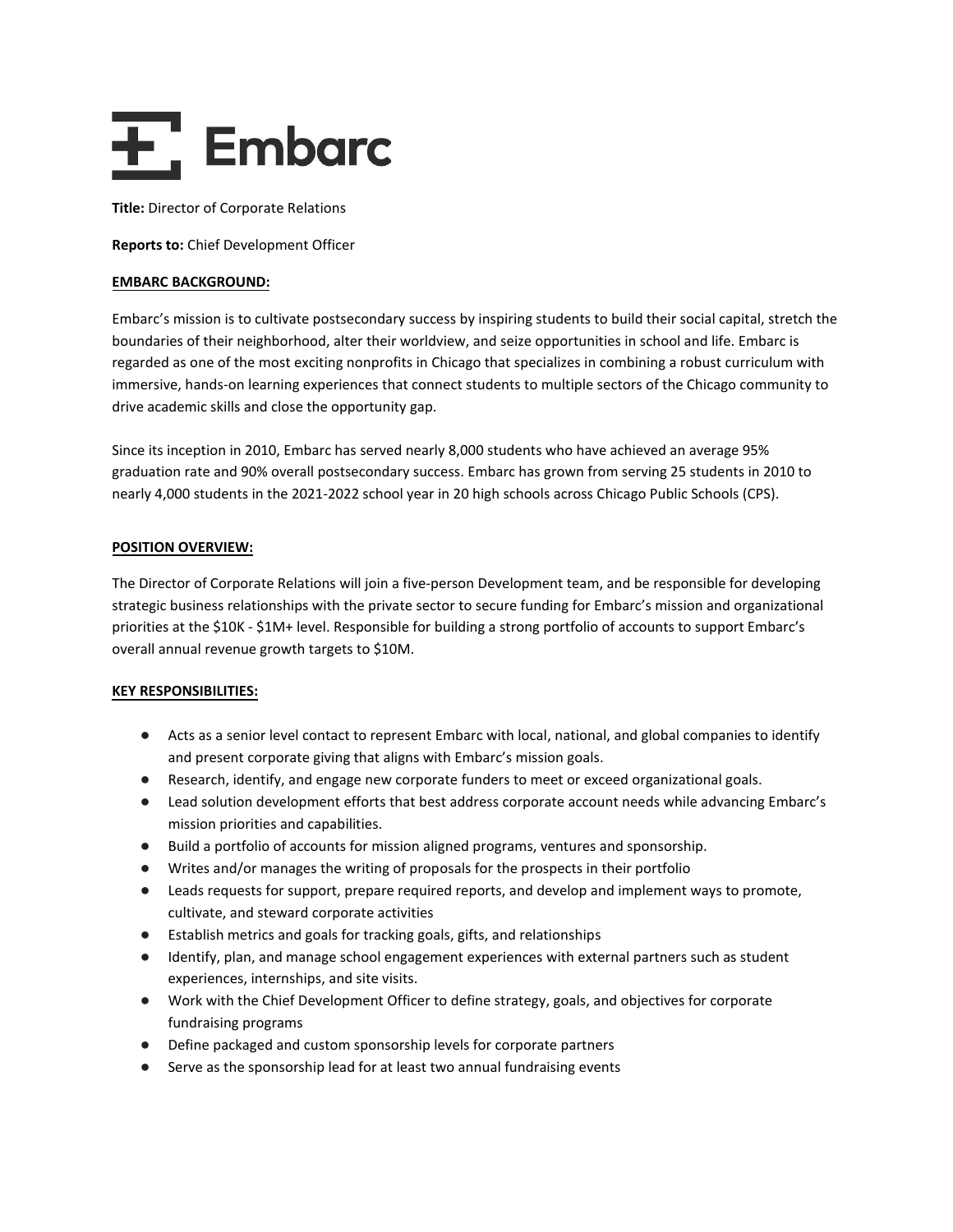# Embarc

**Title:** Director of Corporate Relations

**Reports to:** Chief Development Officer

## EMBARC BACKGROUND:

Embarc's mission is to cultivate postsecondary success by inspiring students to build their social capital, stretch the boundaries of their neighborhood, alter their worldview, and seize opportunities in school and life. Embarc is regarded as one of the most exciting nonprofits in Chicago that specializes in combining a robust curriculum with immersive, hands-on learning experiences that connect students to multiple sectors of the Chicago community to drive academic skills and close the opportunity gap.

Since its inception in 2010, Embarc has served nearly 8,000 students who have achieved an average 95% graduation rate and 90% overall postsecondary success. Embarc has grown from serving 25 students in 2010 to nearly 4,000 students in the 2021-2022 school year in 20 high schools across Chicago Public Schools (CPS).

## POSITION OVERVIEW:

The Director of Corporate Relations will join a five-person Development team, and be responsible for developing strategic business relationships with the private sector to secure funding for Embarc's mission and organizational priorities at the $10K - $1M+ level. Responsible for building a strong portfolio of accounts to support Embarc's overall annual revenue growth targets to $10M.

## KEY RESPONSIBILITIES:

- Acts as a senior level contact to represent Embarc with local, national, and global companies to identify and present corporate giving that aligns with Embarc's mission goals.
- Research, identify, and engage new corporate funders to meet or exceed organizational goals.
- Lead solution development efforts that best address corporate account needs while advancing Embarc's mission priorities and capabilities.
- Build a portfolio of accounts for mission aligned programs, ventures and sponsorship.
- Writes and/or manages the writing of proposals for the prospects in their portfolio
- Leads requests for support, prepare required reports, and develop and implement ways to promote, cultivate, and steward corporate activities
- Establish metrics and goals for tracking goals, gifts, and relationships
- Identify, plan, and manage school engagement experiences with external partners such as student experiences, internships, and site visits.
- Work with the Chief Development Officer to define strategy, goals, and objectives for corporate fundraising programs
- Define packaged and custom sponsorship levels for corporate partners
- Serve as the sponsorship lead for at least two annual fundraising events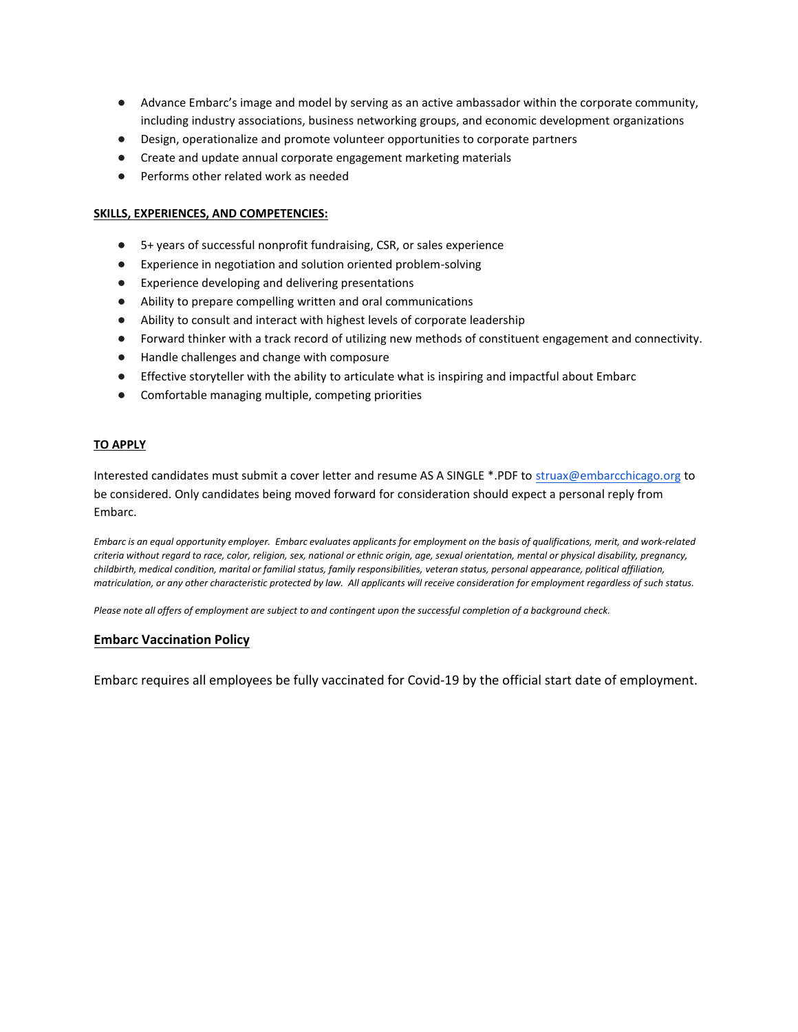- Advance Embarc's image and model by serving as an active ambassador within the corporate community, including industry associations, business networking groups, and economic development organizations
- Design, operationalize and promote volunteer opportunities to corporate partners
- Create and update annual corporate engagement marketing materials
- Performs other related work as needed

**SKILLS, EXPERIENCES, AND COMPETENCIES:**

- 5+ years of successful nonprofit fundraising, CSR, or sales experience
- Experience in negotiation and solution oriented problem-solving
- Experience developing and delivering presentations
- Ability to prepare compelling written and oral communications
- Ability to consult and interact with highest levels of corporate leadership
- Forward thinker with a track record of utilizing new methods of constituent engagement and connectivity.
- Handle challenges and change with composure
- Effective storyteller with the ability to articulate what is inspiring and impactful about Embarc
- Comfortable managing multiple, competing priorities

**TO APPLY**

Interested candidates must submit a cover letter and resume AS A SINGLE *.PDF to struax@embarcchicago.org to be considered. Only candidates being moved forward for consideration should expect a personal reply from Embarc.

*Embarc is an equal opportunity employer. Embarc evaluates applicants for employment on the basis of qualifications, merit, and work-related criteria without regard to race, color, religion, sex, national or ethnic origin, age, sexual orientation, mental or physical disability, pregnancy, childbirth, medical condition, marital or familial status, family responsibilities, veteran status, personal appearance, political affiliation, matriculation, or any other characteristic protected by law. All applicants will receive consideration for employment regardless of such status.*

*Please note all offers of employment are subject to and contingent upon the successful completion of a background check.*

## Embarc Vaccination Policy

Embarc requires all employees be fully vaccinated for Covid-19 by the official start date of employment.